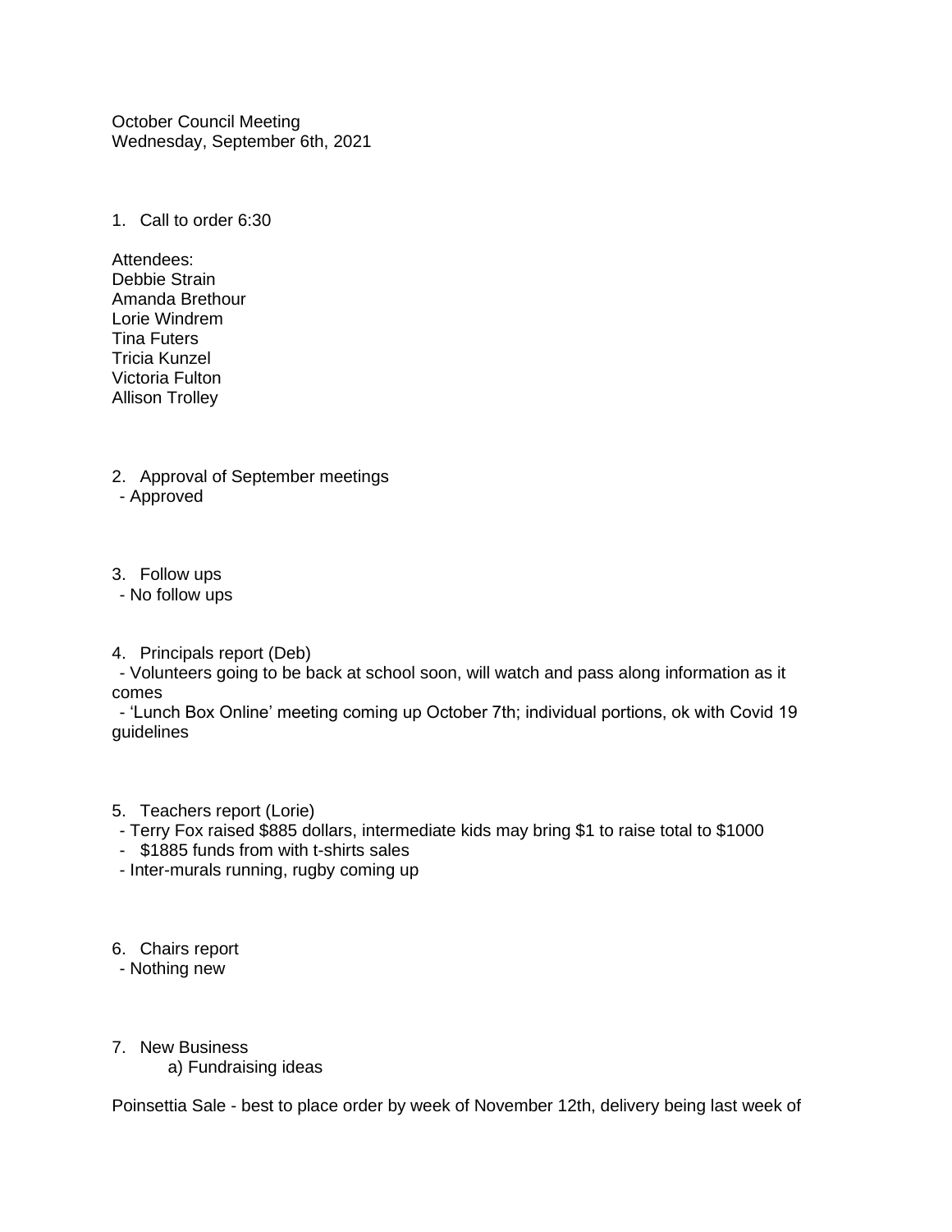October Council Meeting
Wednesday, September 6th, 2021

1. Call to order 6:30

Attendees:
Debbie Strain
Amanda Brethour
Lorie Windrem
Tina Futers
Tricia Kunzel
Victoria Fulton
Allison Trolley

2. Approval of September meetings
   - Approved

3. Follow ups
   - No follow ups

4. Principals report (Deb)
   - Volunteers going to be back at school soon, will watch and pass along information as it comes
   - 'Lunch Box Online' meeting coming up October 7th; individual portions, ok with Covid 19 guidelines

5. Teachers report (Lorie)
   - Terry Fox raised $885 dollars, intermediate kids may bring $1 to raise total to $1000
   - $1885 funds from with t-shirts sales
   - Inter-murals running, rugby coming up

6. Chairs report
   - Nothing new

7. New Business
   a) Fundraising ideas

Poinsettia Sale - best to place order by week of November 12th, delivery being last week of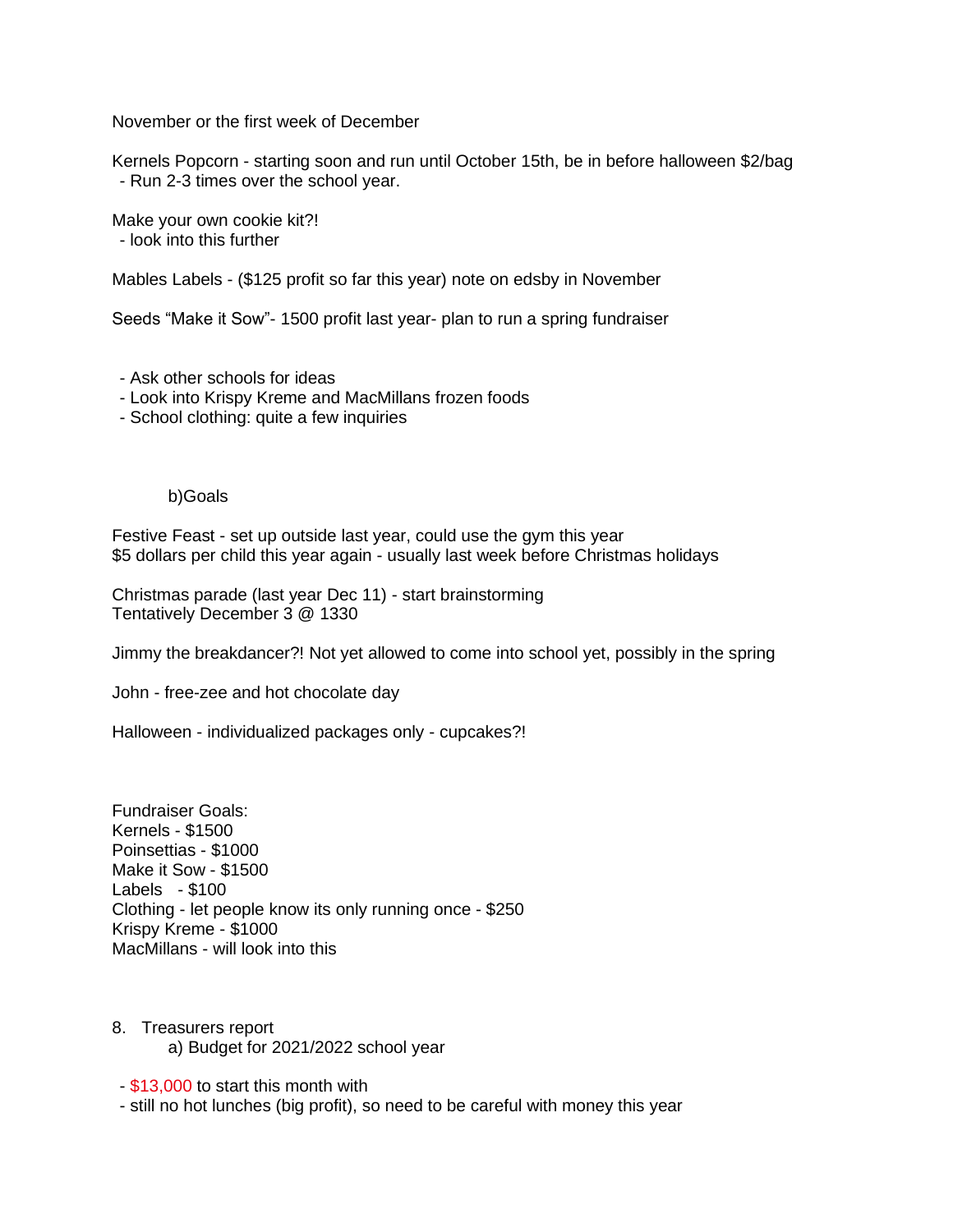November or the first week of December

Kernels Popcorn - starting soon and run until October 15th, be in before halloween $2/bag
- Run 2-3 times over the school year.

Make your own cookie kit?!
- look into this further

Mables Labels - ($125 profit so far this year) note on edsby in November

Seeds "Make it Sow"- 1500 profit last year- plan to run a spring fundraiser

- Ask other schools for ideas
- Look into Krispy Kreme and MacMillans frozen foods
- School clothing: quite a few inquiries

b)Goals

Festive Feast - set up outside last year, could use the gym this year
$5 dollars per child this year again - usually last week before Christmas holidays

Christmas parade (last year Dec 11) - start brainstorming
Tentatively December 3 @ 1330

Jimmy the breakdancer?! Not yet allowed to come into school yet, possibly in the spring

John - free-zee and hot chocolate day

Halloween - individualized packages only - cupcakes?!

Fundraiser Goals:
Kernels - $1500
Poinsettias - $1000
Make it Sow - $1500
Labels - $100
Clothing - let people know its only running once - $250
Krispy Kreme - $1000
MacMillans - will look into this

8. Treasurers report
   a) Budget for 2021/2022 school year

- $13,000 to start this month with
- still no hot lunches (big profit), so need to be careful with money this year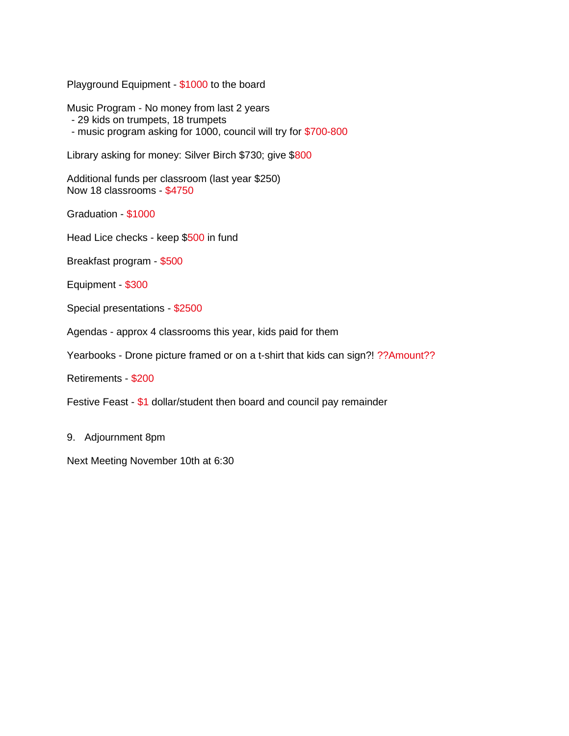Playground Equipment - $1000 to the board

Music Program - No money from last 2 years
- 29 kids on trumpets, 18 trumpets
- music program asking for 1000, council will try for $700-800

Library asking for money: Silver Birch $730; give $800

Additional funds per classroom (last year $250)
Now 18 classrooms - $4750

Graduation - $1000

Head Lice checks - keep $500 in fund

Breakfast program - $500

Equipment - $300

Special presentations - $2500

Agendas - approx 4 classrooms this year, kids paid for them

Yearbooks - Drone picture framed or on a t-shirt that kids can sign?! ??Amount??

Retirements - $200

Festive Feast - $1 dollar/student then board and council pay remainder

9. Adjournment 8pm

Next Meeting November 10th at 6:30